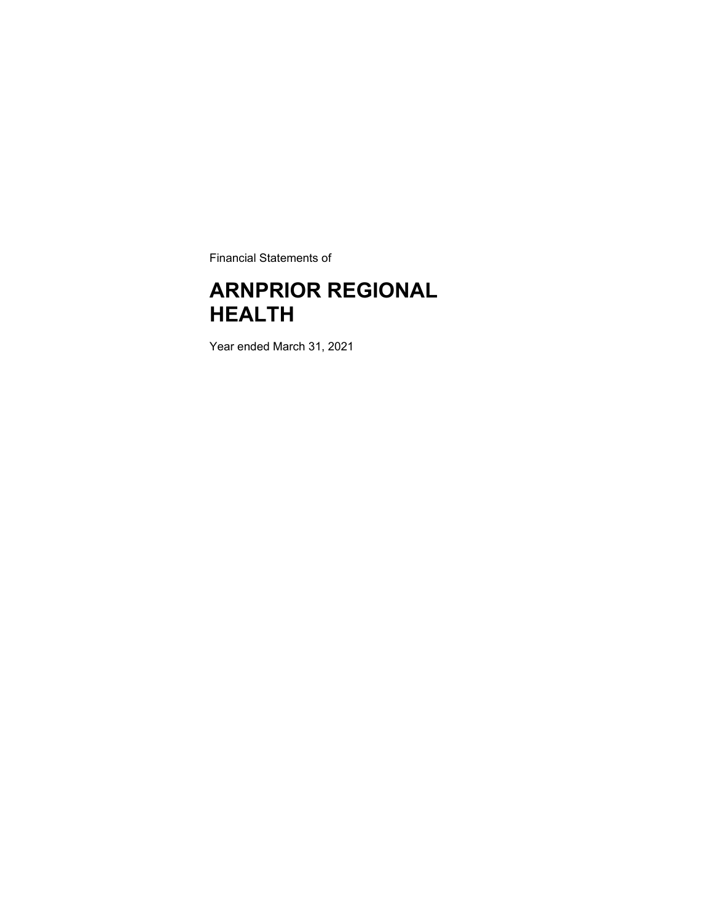Financial Statements of

# ARNPRIOR REGIONAL HEALTH

Year ended March 31, 2021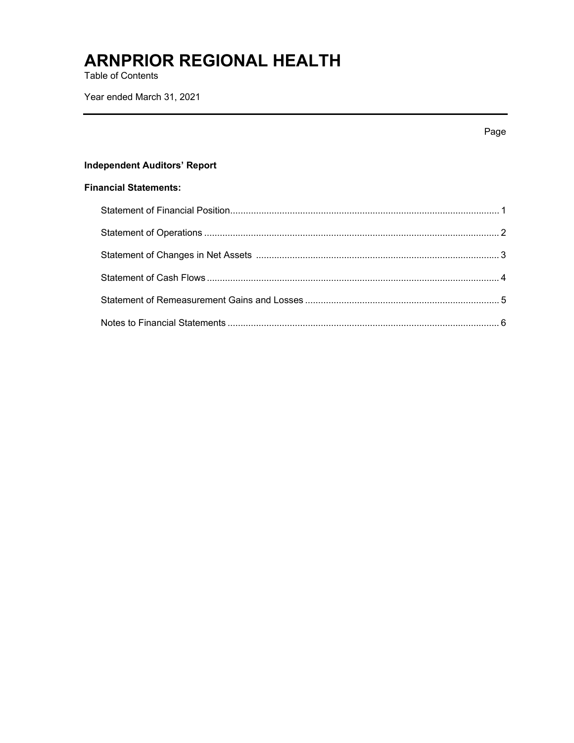# ARNPRIOR REGIONAL HEALTH

Table of Contents

Year ended March 31, 2021

| | Page |
|---|---|
| **Independent Auditors' Report** | |
| **Financial Statements:** | |
| Statement of Financial Position | 1 |
| Statement of Operations | 2 |
| Statement of Changes in Net Assets | 3 |
| Statement of Cash Flows | 4 |
| Statement of Remeasurement Gains and Losses | 5 |
| Notes to Financial Statements | 6 |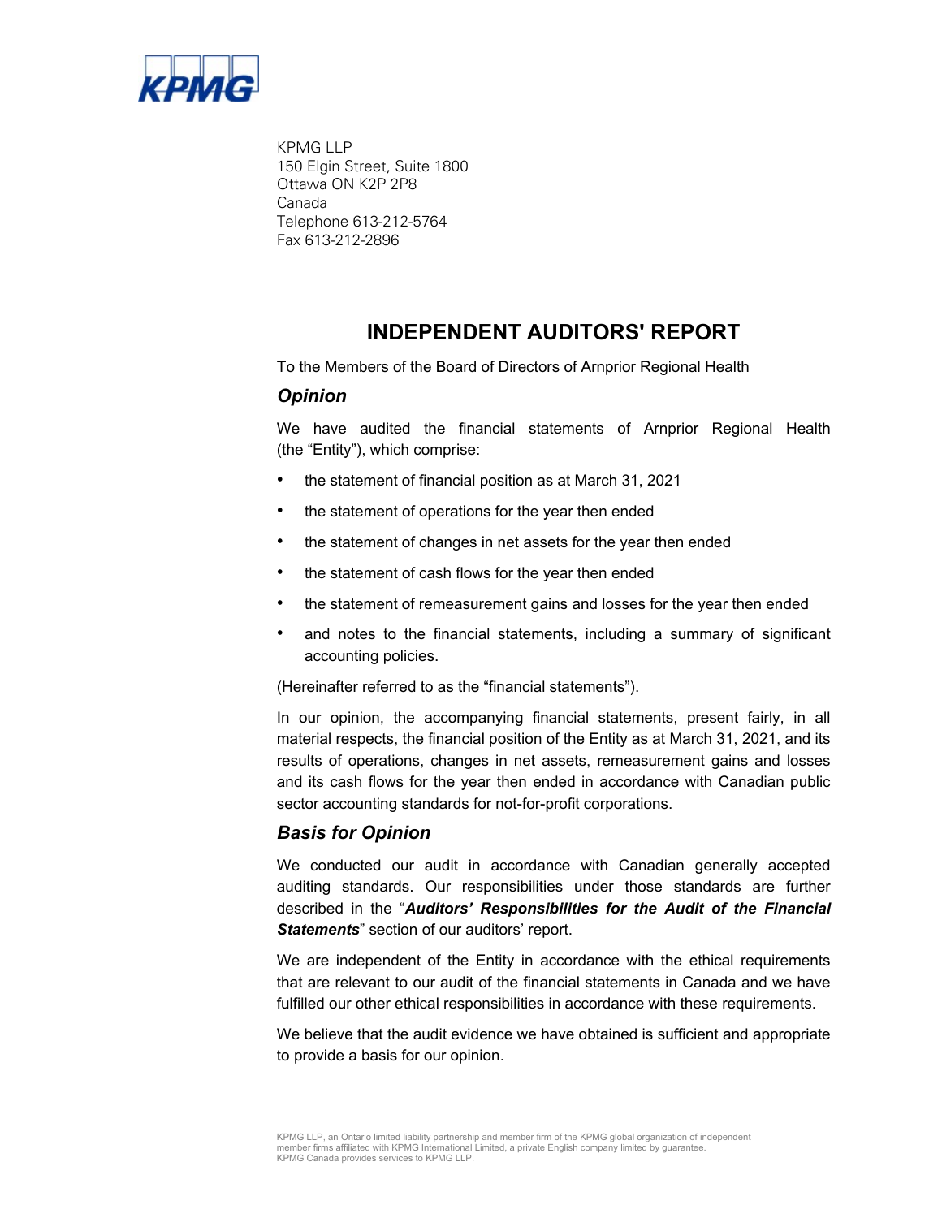KPMG LLP
150 Elgin Street, Suite 1800
Ottawa ON K2P 2P8
Canada
Telephone 613-212-5764
Fax 613-212-2896

# INDEPENDENT AUDITORS' REPORT

To the Members of the Board of Directors of Arnprior Regional Health

## *Opinion*

We have audited the financial statements of Arnprior Regional Health (the "Entity"), which comprise:

- the statement of financial position as at March 31, 2021
- the statement of operations for the year then ended
- the statement of changes in net assets for the year then ended
- the statement of cash flows for the year then ended
- the statement of remeasurement gains and losses for the year then ended
- and notes to the financial statements, including a summary of significant accounting policies.

(Hereinafter referred to as the "financial statements").

In our opinion, the accompanying financial statements, present fairly, in all material respects, the financial position of the Entity as at March 31, 2021, and its results of operations, changes in net assets, remeasurement gains and losses and its cash flows for the year then ended in accordance with Canadian public sector accounting standards for not-for-profit corporations.

## *Basis for Opinion*

We conducted our audit in accordance with Canadian generally accepted auditing standards. Our responsibilities under those standards are further described in the "***Auditors' Responsibilities for the Audit of the Financial Statements***" section of our auditors' report.

We are independent of the Entity in accordance with the ethical requirements that are relevant to our audit of the financial statements in Canada and we have fulfilled our other ethical responsibilities in accordance with these requirements.

We believe that the audit evidence we have obtained is sufficient and appropriate to provide a basis for our opinion.

KPMG LLP, an Ontario limited liability partnership and member firm of the KPMG global organization of independent member firms affiliated with KPMG International Limited, a private English company limited by guarantee. KPMG Canada provides services to KPMG LLP.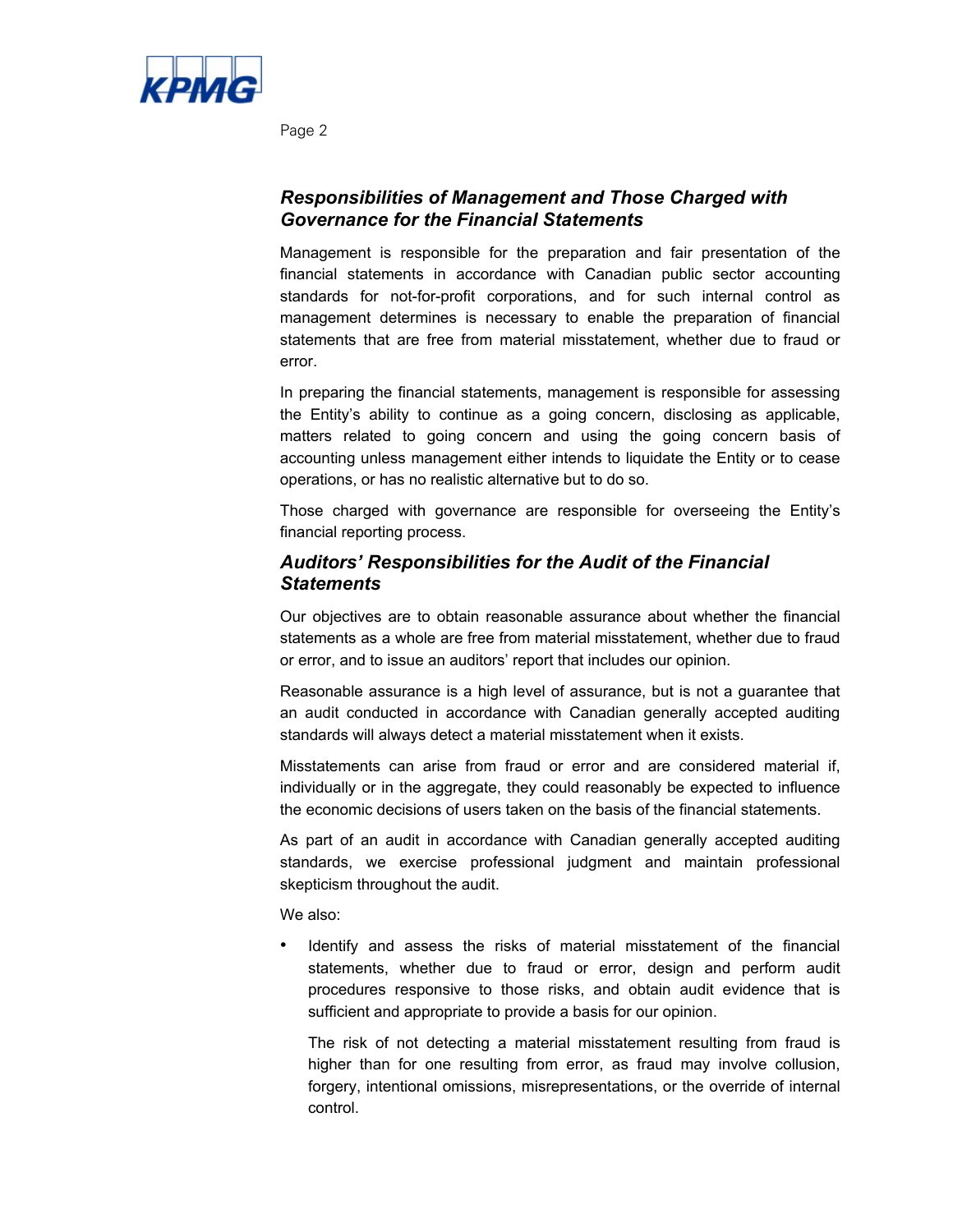### *Responsibilities of Management and Those Charged with Governance for the Financial Statements*

Management is responsible for the preparation and fair presentation of the financial statements in accordance with Canadian public sector accounting standards for not-for-profit corporations, and for such internal control as management determines is necessary to enable the preparation of financial statements that are free from material misstatement, whether due to fraud or error.

In preparing the financial statements, management is responsible for assessing the Entity's ability to continue as a going concern, disclosing as applicable, matters related to going concern and using the going concern basis of accounting unless management either intends to liquidate the Entity or to cease operations, or has no realistic alternative but to do so.

Those charged with governance are responsible for overseeing the Entity's financial reporting process.

### *Auditors' Responsibilities for the Audit of the Financial Statements*

Our objectives are to obtain reasonable assurance about whether the financial statements as a whole are free from material misstatement, whether due to fraud or error, and to issue an auditors' report that includes our opinion.

Reasonable assurance is a high level of assurance, but is not a guarantee that an audit conducted in accordance with Canadian generally accepted auditing standards will always detect a material misstatement when it exists.

Misstatements can arise from fraud or error and are considered material if, individually or in the aggregate, they could reasonably be expected to influence the economic decisions of users taken on the basis of the financial statements.

As part of an audit in accordance with Canadian generally accepted auditing standards, we exercise professional judgment and maintain professional skepticism throughout the audit.

We also:

- Identify and assess the risks of material misstatement of the financial statements, whether due to fraud or error, design and perform audit procedures responsive to those risks, and obtain audit evidence that is sufficient and appropriate to provide a basis for our opinion.

  The risk of not detecting a material misstatement resulting from fraud is higher than for one resulting from error, as fraud may involve collusion, forgery, intentional omissions, misrepresentations, or the override of internal control.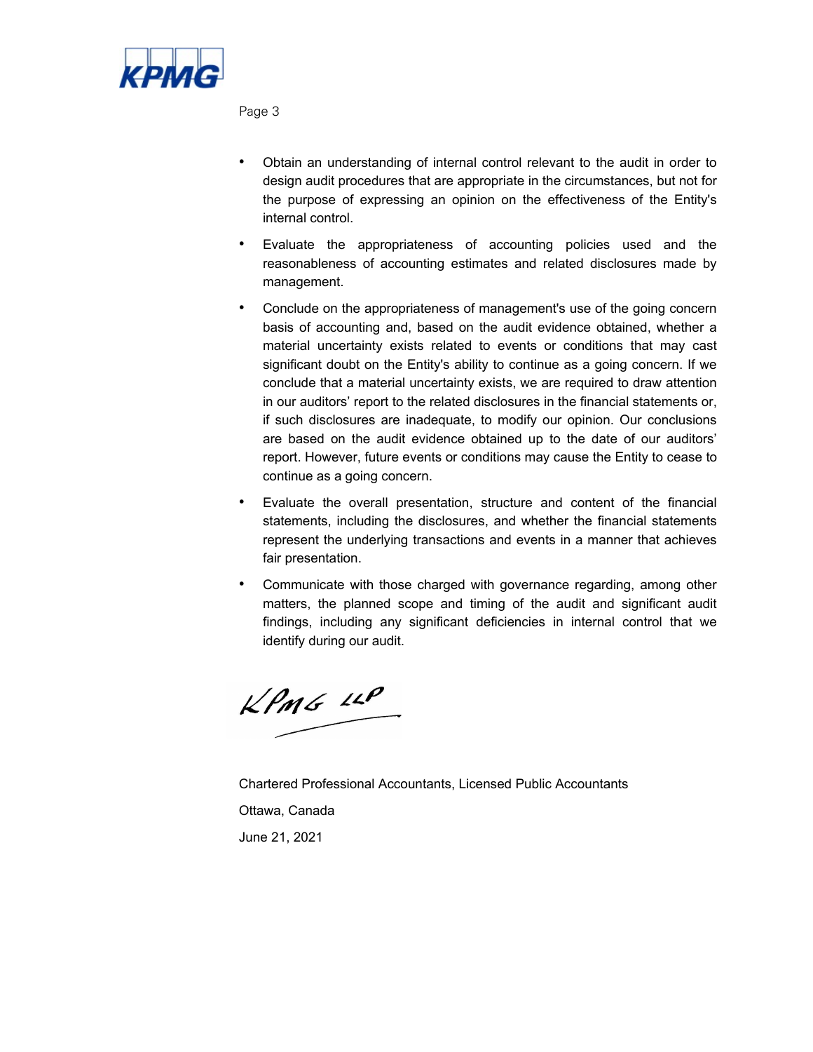- Obtain an understanding of internal control relevant to the audit in order to design audit procedures that are appropriate in the circumstances, but not for the purpose of expressing an opinion on the effectiveness of the Entity's internal control.
- Evaluate the appropriateness of accounting policies used and the reasonableness of accounting estimates and related disclosures made by management.
- Conclude on the appropriateness of management's use of the going concern basis of accounting and, based on the audit evidence obtained, whether a material uncertainty exists related to events or conditions that may cast significant doubt on the Entity's ability to continue as a going concern. If we conclude that a material uncertainty exists, we are required to draw attention in our auditors' report to the related disclosures in the financial statements or, if such disclosures are inadequate, to modify our opinion. Our conclusions are based on the audit evidence obtained up to the date of our auditors' report. However, future events or conditions may cause the Entity to cease to continue as a going concern.
- Evaluate the overall presentation, structure and content of the financial statements, including the disclosures, and whether the financial statements represent the underlying transactions and events in a manner that achieves fair presentation.
- Communicate with those charged with governance regarding, among other matters, the planned scope and timing of the audit and significant audit findings, including any significant deficiencies in internal control that we identify during our audit.

KPMG LLP

Chartered Professional Accountants, Licensed Public Accountants

Ottawa, Canada

June 21, 2021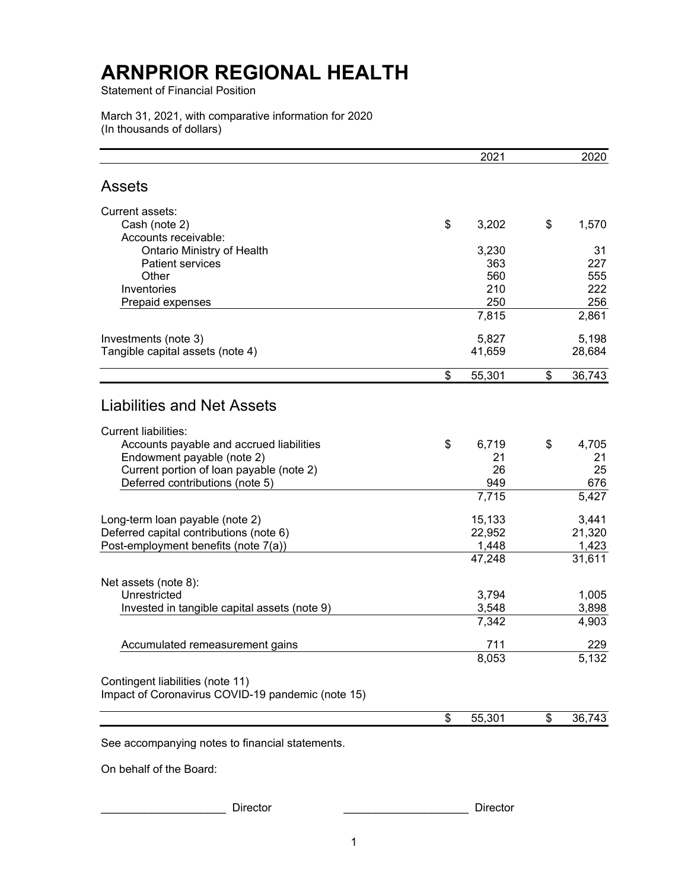# ARNPRIOR REGIONAL HEALTH

Statement of Financial Position

March 31, 2021, with comparative information for 2020
(In thousands of dollars)

| | 2021 | 2020 |
|---|---|---|
| **Assets** | | |
| Current assets: | | |
| Cash (note 2) | $ 3,202 | $ 1,570 |
| Accounts receivable: | | |
| Ontario Ministry of Health | 3,230 | 31 |
| Patient services | 363 | 227 |
| Other | 560 | 555 |
| Inventories | 210 | 222 |
| Prepaid expenses | 250 | 256 |
| | 7,815 | 2,861 |
| Investments (note 3) | 5,827 | 5,198 |
| Tangible capital assets (note 4) | 41,659 | 28,684 |
| | $ 55,301 | $ 36,743 |
| **Liabilities and Net Assets** | | |
| Current liabilities: | | |
| Accounts payable and accrued liabilities | $ 6,719 | $ 4,705 |
| Endowment payable (note 2) | 21 | 21 |
| Current portion of loan payable (note 2) | 26 | 25 |
| Deferred contributions (note 5) | 949 | 676 |
| | 7,715 | 5,427 |
| Long-term loan payable (note 2) | 15,133 | 3,441 |
| Deferred capital contributions (note 6) | 22,952 | 21,320 |
| Post-employment benefits (note 7(a)) | 1,448 | 1,423 |
| | 47,248 | 31,611 |
| Net assets (note 8): | | |
| Unrestricted | 3,794 | 1,005 |
| Invested in tangible capital assets (note 9) | 3,548 | 3,898 |
| | 7,342 | 4,903 |
| Accumulated remeasurement gains | 711 | 229 |
| | 8,053 | 5,132 |
| Contingent liabilities (note 11) | | |
| Impact of Coronavirus COVID-19 pandemic (note 15) | | |
| | $ 55,301 | $ 36,743 |

See accompanying notes to financial statements.

On behalf of the Board:

\_\_\_\_\_\_\_\_\_\_\_\_\_\_\_\_\_\_\_\_ Director \_\_\_\_\_\_\_\_\_\_\_\_\_\_\_\_\_\_\_\_ Director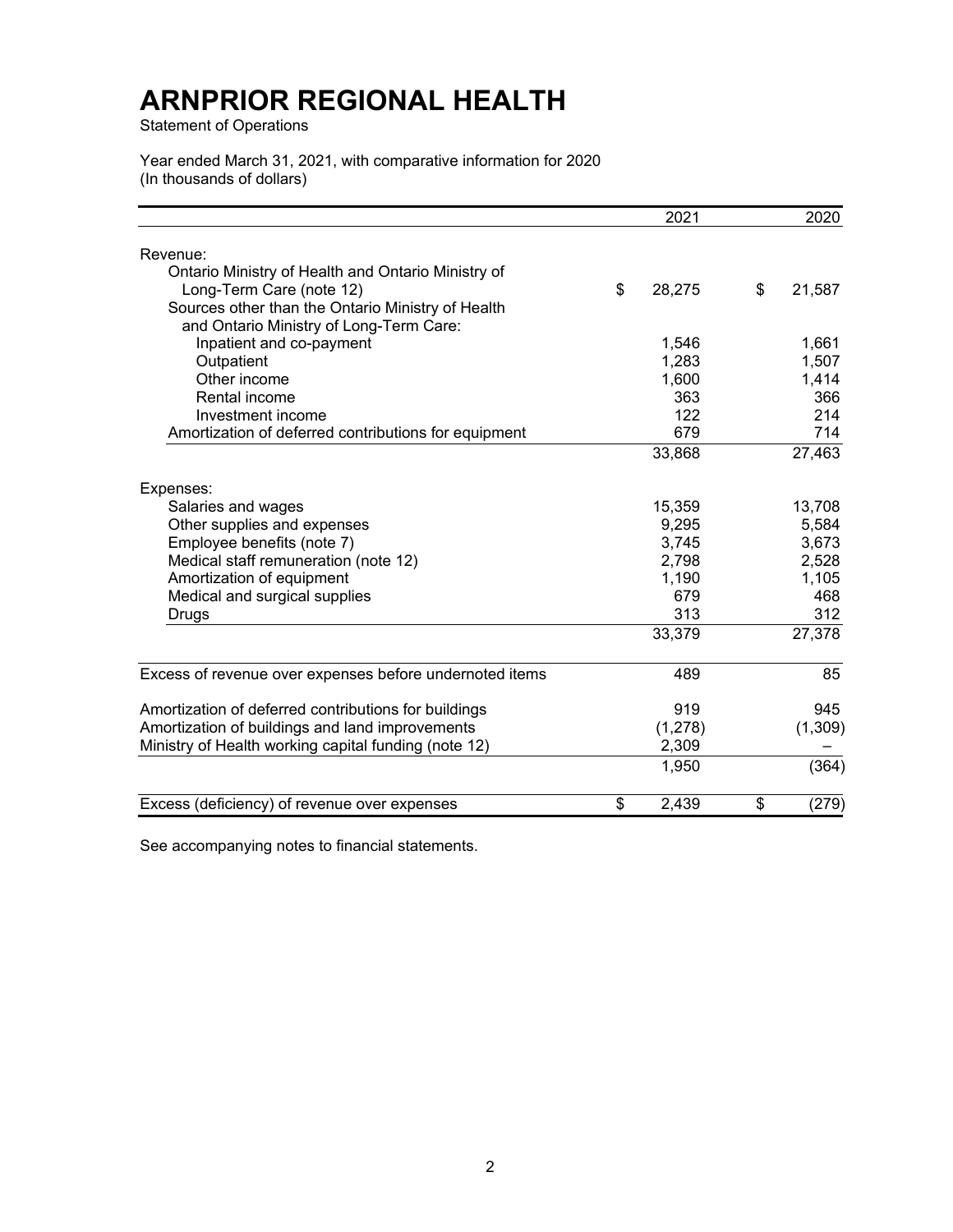# ARNPRIOR REGIONAL HEALTH

Statement of Operations

Year ended March 31, 2021, with comparative information for 2020
(In thousands of dollars)

| | 2021 | 2020 |
|---|---|---|
| Revenue: | | |
| Ontario Ministry of Health and Ontario Ministry of Long-Term Care (note 12) | $ 28,275 | $ 21,587 |
| Sources other than the Ontario Ministry of Health and Ontario Ministry of Long-Term Care: | | |
| Inpatient and co-payment | 1,546 | 1,661 |
| Outpatient | 1,283 | 1,507 |
| Other income | 1,600 | 1,414 |
| Rental income | 363 | 366 |
| Investment income | 122 | 214 |
| Amortization of deferred contributions for equipment | 679 | 714 |
| | 33,868 | 27,463 |
| Expenses: | | |
| Salaries and wages | 15,359 | 13,708 |
| Other supplies and expenses | 9,295 | 5,584 |
| Employee benefits (note 7) | 3,745 | 3,673 |
| Medical staff remuneration (note 12) | 2,798 | 2,528 |
| Amortization of equipment | 1,190 | 1,105 |
| Medical and surgical supplies | 679 | 468 |
| Drugs | 313 | 312 |
| | 33,379 | 27,378 |
| Excess of revenue over expenses before undernoted items | 489 | 85 |
| Amortization of deferred contributions for buildings | 919 | 945 |
| Amortization of buildings and land improvements | (1,278) | (1,309) |
| Ministry of Health working capital funding (note 12) | 2,309 | – |
| | 1,950 | (364) |
| Excess (deficiency) of revenue over expenses | $ 2,439 | $ (279) |

See accompanying notes to financial statements.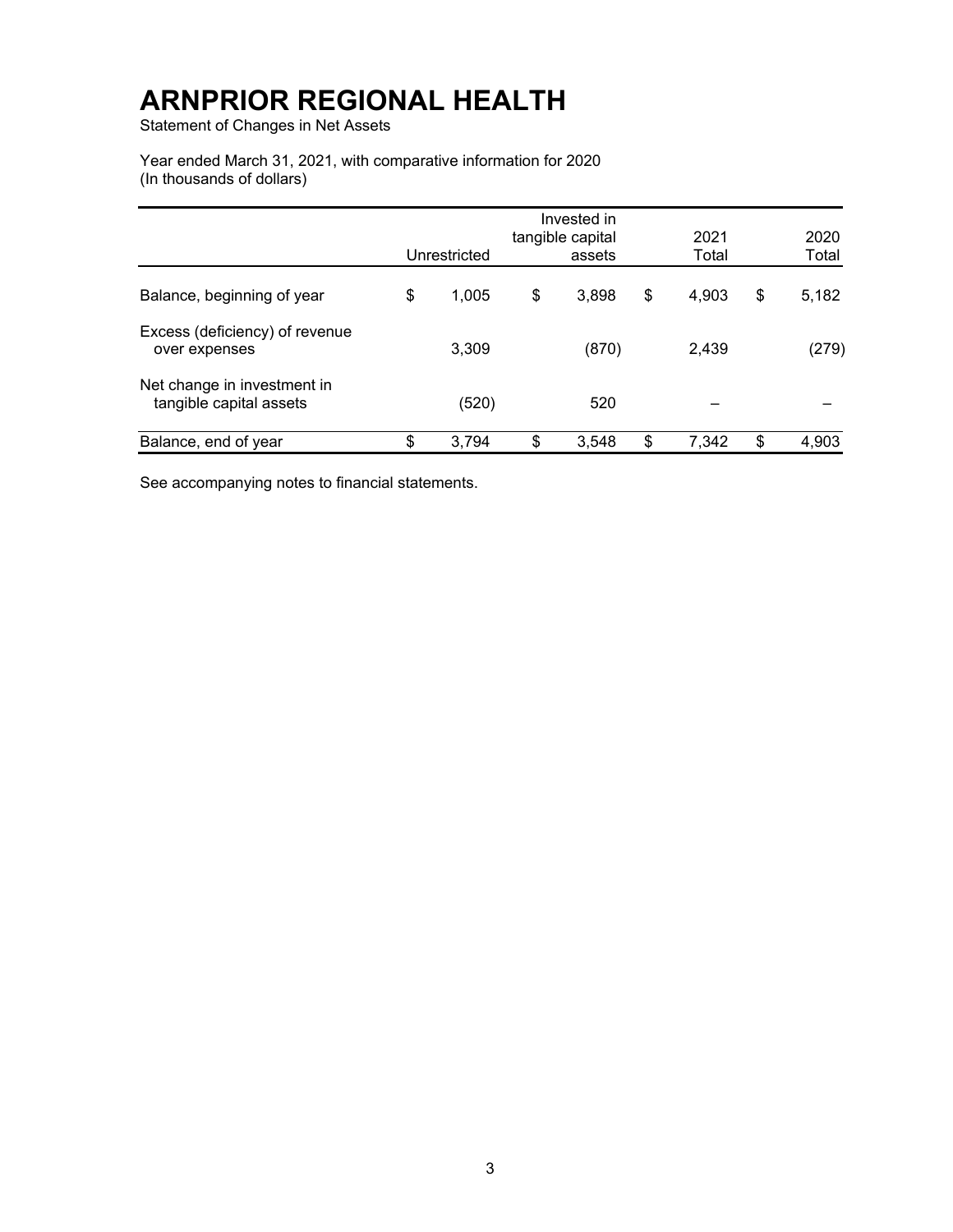# ARNPRIOR REGIONAL HEALTH

Statement of Changes in Net Assets

Year ended March 31, 2021, with comparative information for 2020
(In thousands of dollars)

| | Unrestricted | Invested in tangible capital assets | 2021 Total | 2020 Total |
|---|---|---|---|---|
| Balance, beginning of year | $ 1,005 | $ 3,898 | $ 4,903 | $ 5,182 |
| Excess (deficiency) of revenue over expenses | 3,309 | (870) | 2,439 | (279) |
| Net change in investment in tangible capital assets | (520) | 520 | – | – |
| Balance, end of year | $ 3,794 | $ 3,548 | $ 7,342 | $ 4,903 |

See accompanying notes to financial statements.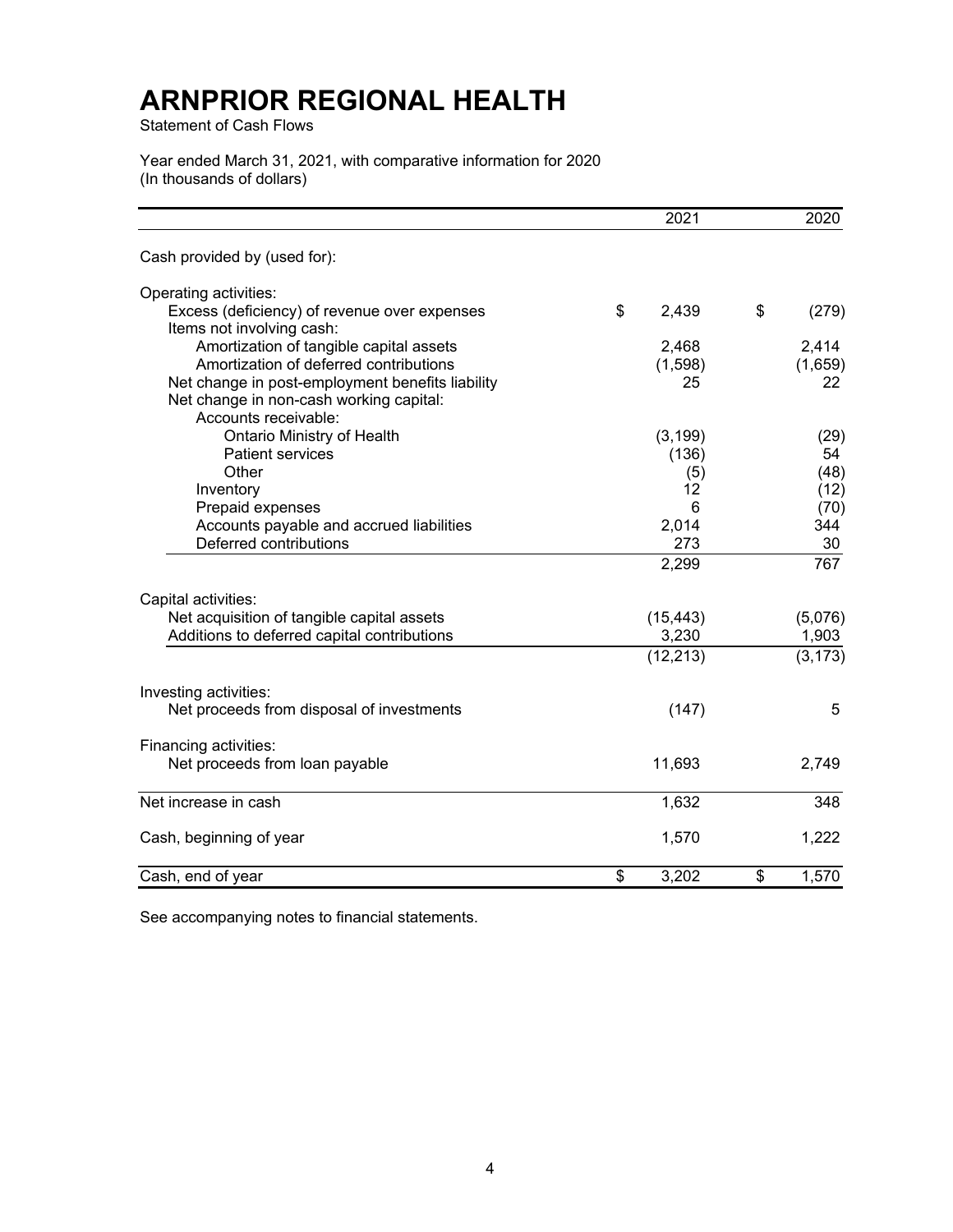# ARNPRIOR REGIONAL HEALTH

Statement of Cash Flows

Year ended March 31, 2021, with comparative information for 2020
(In thousands of dollars)

| | 2021 | 2020 |
|---|---|---|
| Cash provided by (used for): | | |
| Operating activities: | | |
| Excess (deficiency) of revenue over expenses | $ 2,439 | $ (279) |
| Items not involving cash: | | |
| Amortization of tangible capital assets | 2,468 | 2,414 |
| Amortization of deferred contributions | (1,598) | (1,659) |
| Net change in post-employment benefits liability | 25 | 22 |
| Net change in non-cash working capital: | | |
| Accounts receivable: | | |
| Ontario Ministry of Health | (3,199) | (29) |
| Patient services | (136) | 54 |
| Other | (5) | (48) |
| Inventory | 12 | (12) |
| Prepaid expenses | 6 | (70) |
| Accounts payable and accrued liabilities | 2,014 | 344 |
| Deferred contributions | 273 | 30 |
| | 2,299 | 767 |
| Capital activities: | | |
| Net acquisition of tangible capital assets | (15,443) | (5,076) |
| Additions to deferred capital contributions | 3,230 | 1,903 |
| | (12,213) | (3,173) |
| Investing activities: | | |
| Net proceeds from disposal of investments | (147) | 5 |
| Financing activities: | | |
| Net proceeds from loan payable | 11,693 | 2,749 |
| Net increase in cash | 1,632 | 348 |
| Cash, beginning of year | 1,570 | 1,222 |
| Cash, end of year | $ 3,202 | $ 1,570 |

See accompanying notes to financial statements.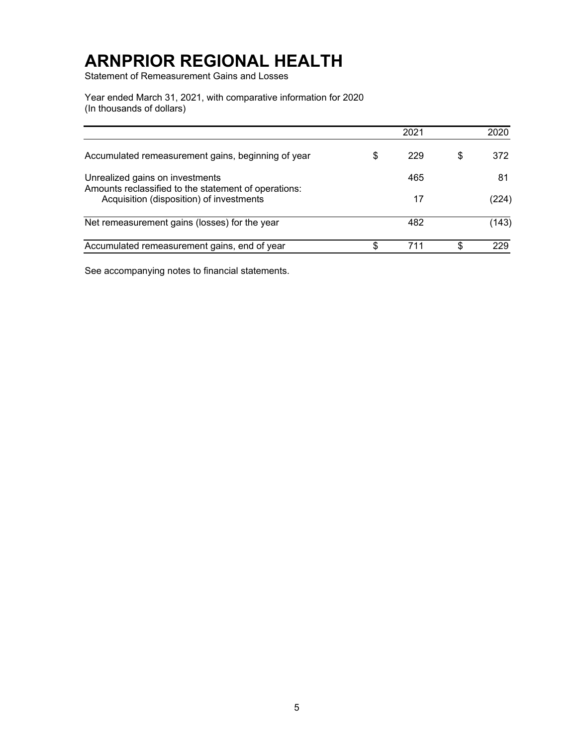# ARNPRIOR REGIONAL HEALTH

Statement of Remeasurement Gains and Losses

Year ended March 31, 2021, with comparative information for 2020
(In thousands of dollars)

| | 2021 | 2020 |
|---|---|---|
| Accumulated remeasurement gains, beginning of year | $ 229 | $ 372 |
| Unrealized gains on investments | 465 | 81 |
| Amounts reclassified to the statement of operations: | | |
| Acquisition (disposition) of investments | 17 | (224) |
| Net remeasurement gains (losses) for the year | 482 | (143) |
| Accumulated remeasurement gains, end of year | $ 711 | $ 229 |

See accompanying notes to financial statements.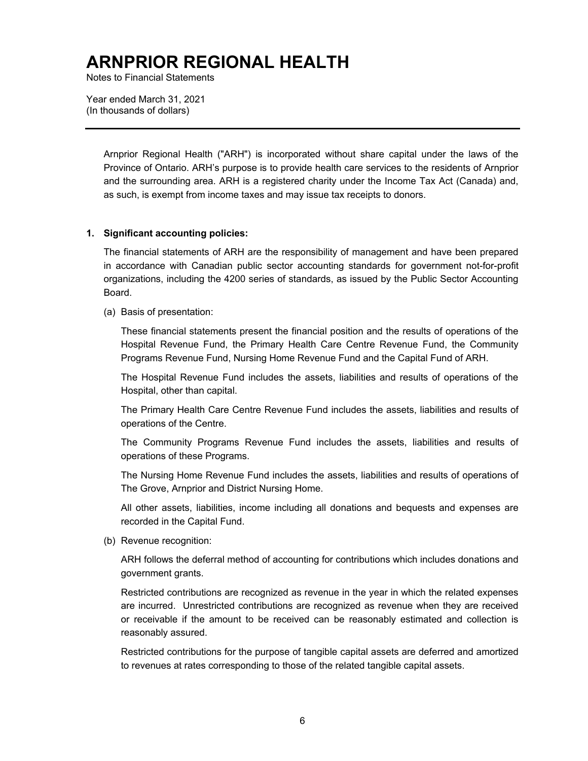# ARNPRIOR REGIONAL HEALTH

Notes to Financial Statements

Year ended March 31, 2021
(In thousands of dollars)

---

Arnprior Regional Health ("ARH") is incorporated without share capital under the laws of the Province of Ontario. ARH's purpose is to provide health care services to the residents of Arnprior and the surrounding area. ARH is a registered charity under the Income Tax Act (Canada) and, as such, is exempt from income taxes and may issue tax receipts to donors.

**1. Significant accounting policies:**

The financial statements of ARH are the responsibility of management and have been prepared in accordance with Canadian public sector accounting standards for government not-for-profit organizations, including the 4200 series of standards, as issued by the Public Sector Accounting Board.

(a) Basis of presentation:

These financial statements present the financial position and the results of operations of the Hospital Revenue Fund, the Primary Health Care Centre Revenue Fund, the Community Programs Revenue Fund, Nursing Home Revenue Fund and the Capital Fund of ARH.

The Hospital Revenue Fund includes the assets, liabilities and results of operations of the Hospital, other than capital.

The Primary Health Care Centre Revenue Fund includes the assets, liabilities and results of operations of the Centre.

The Community Programs Revenue Fund includes the assets, liabilities and results of operations of these Programs.

The Nursing Home Revenue Fund includes the assets, liabilities and results of operations of The Grove, Arnprior and District Nursing Home.

All other assets, liabilities, income including all donations and bequests and expenses are recorded in the Capital Fund.

(b) Revenue recognition:

ARH follows the deferral method of accounting for contributions which includes donations and government grants.

Restricted contributions are recognized as revenue in the year in which the related expenses are incurred. Unrestricted contributions are recognized as revenue when they are received or receivable if the amount to be received can be reasonably estimated and collection is reasonably assured.

Restricted contributions for the purpose of tangible capital assets are deferred and amortized to revenues at rates corresponding to those of the related tangible capital assets.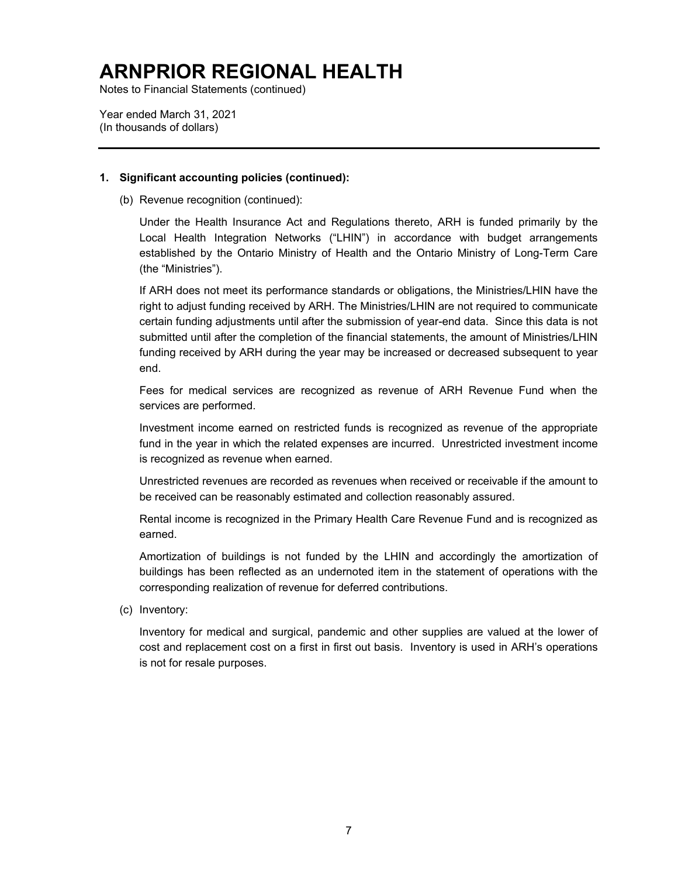# ARNPRIOR REGIONAL HEALTH

Notes to Financial Statements (continued)

Year ended March 31, 2021
(In thousands of dollars)

**1. Significant accounting policies (continued):**

(b) Revenue recognition (continued):

Under the Health Insurance Act and Regulations thereto, ARH is funded primarily by the Local Health Integration Networks ("LHIN") in accordance with budget arrangements established by the Ontario Ministry of Health and the Ontario Ministry of Long-Term Care (the "Ministries").

If ARH does not meet its performance standards or obligations, the Ministries/LHIN have the right to adjust funding received by ARH. The Ministries/LHIN are not required to communicate certain funding adjustments until after the submission of year-end data. Since this data is not submitted until after the completion of the financial statements, the amount of Ministries/LHIN funding received by ARH during the year may be increased or decreased subsequent to year end.

Fees for medical services are recognized as revenue of ARH Revenue Fund when the services are performed.

Investment income earned on restricted funds is recognized as revenue of the appropriate fund in the year in which the related expenses are incurred. Unrestricted investment income is recognized as revenue when earned.

Unrestricted revenues are recorded as revenues when received or receivable if the amount to be received can be reasonably estimated and collection reasonably assured.

Rental income is recognized in the Primary Health Care Revenue Fund and is recognized as earned.

Amortization of buildings is not funded by the LHIN and accordingly the amortization of buildings has been reflected as an undernoted item in the statement of operations with the corresponding realization of revenue for deferred contributions.

(c) Inventory:

Inventory for medical and surgical, pandemic and other supplies are valued at the lower of cost and replacement cost on a first in first out basis. Inventory is used in ARH's operations is not for resale purposes.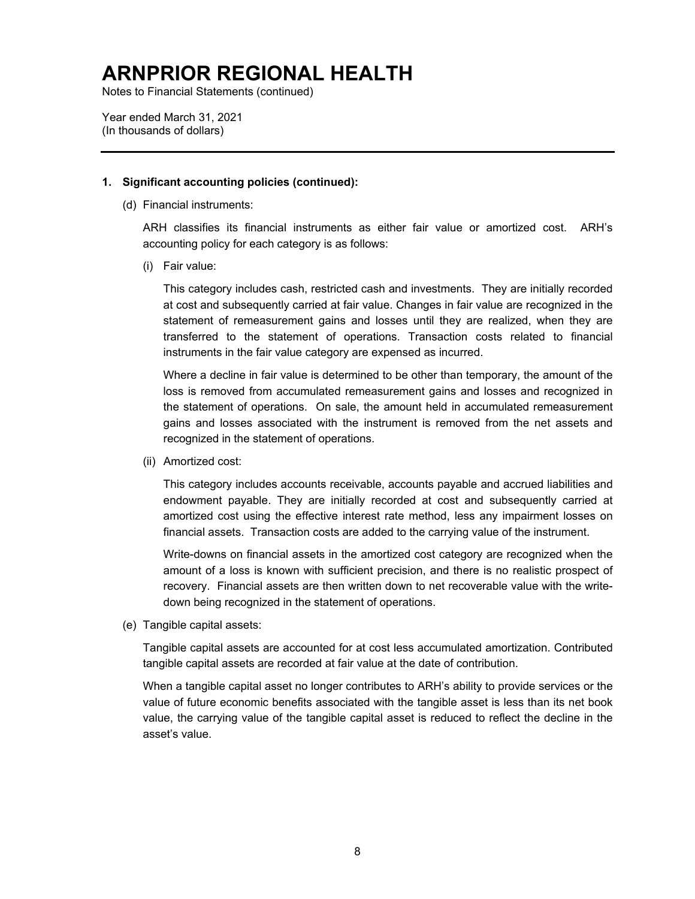# ARNPRIOR REGIONAL HEALTH

Notes to Financial Statements (continued)

Year ended March 31, 2021
(In thousands of dollars)

---

**1. Significant accounting policies (continued):**

(d) Financial instruments:

ARH classifies its financial instruments as either fair value or amortized cost. ARH's accounting policy for each category is as follows:

(i) Fair value:

This category includes cash, restricted cash and investments. They are initially recorded at cost and subsequently carried at fair value. Changes in fair value are recognized in the statement of remeasurement gains and losses until they are realized, when they are transferred to the statement of operations. Transaction costs related to financial instruments in the fair value category are expensed as incurred.

Where a decline in fair value is determined to be other than temporary, the amount of the loss is removed from accumulated remeasurement gains and losses and recognized in the statement of operations. On sale, the amount held in accumulated remeasurement gains and losses associated with the instrument is removed from the net assets and recognized in the statement of operations.

(ii) Amortized cost:

This category includes accounts receivable, accounts payable and accrued liabilities and endowment payable. They are initially recorded at cost and subsequently carried at amortized cost using the effective interest rate method, less any impairment losses on financial assets. Transaction costs are added to the carrying value of the instrument.

Write-downs on financial assets in the amortized cost category are recognized when the amount of a loss is known with sufficient precision, and there is no realistic prospect of recovery. Financial assets are then written down to net recoverable value with the write-down being recognized in the statement of operations.

(e) Tangible capital assets:

Tangible capital assets are accounted for at cost less accumulated amortization. Contributed tangible capital assets are recorded at fair value at the date of contribution.

When a tangible capital asset no longer contributes to ARH's ability to provide services or the value of future economic benefits associated with the tangible asset is less than its net book value, the carrying value of the tangible capital asset is reduced to reflect the decline in the asset's value.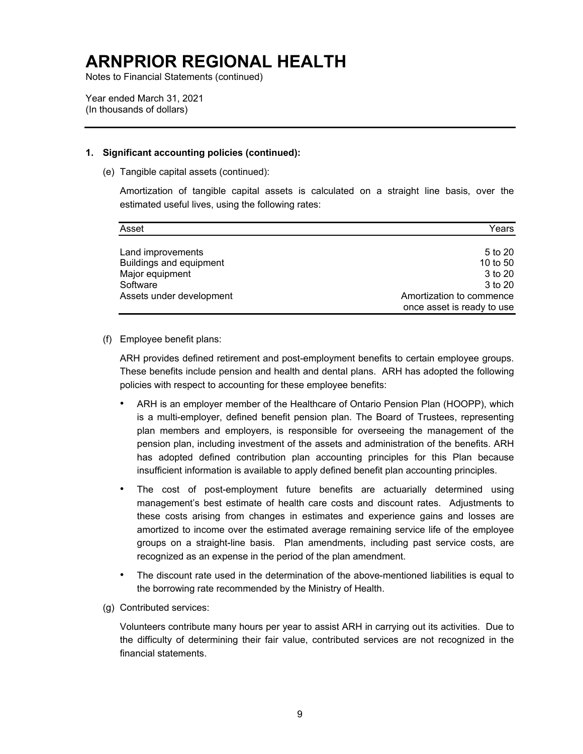# ARNPRIOR REGIONAL HEALTH

Notes to Financial Statements (continued)

Year ended March 31, 2021
(In thousands of dollars)

**1. Significant accounting policies (continued):**

(e) Tangible capital assets (continued):

Amortization of tangible capital assets is calculated on a straight line basis, over the estimated useful lives, using the following rates:

| Asset | Years |
|---|---|
| Land improvements | 5 to 20 |
| Buildings and equipment | 10 to 50 |
| Major equipment | 3 to 20 |
| Software | 3 to 20 |
| Assets under development | Amortization to commence once asset is ready to use |

(f) Employee benefit plans:

ARH provides defined retirement and post-employment benefits to certain employee groups. These benefits include pension and health and dental plans. ARH has adopted the following policies with respect to accounting for these employee benefits:

- ARH is an employer member of the Healthcare of Ontario Pension Plan (HOOPP), which is a multi-employer, defined benefit pension plan. The Board of Trustees, representing plan members and employers, is responsible for overseeing the management of the pension plan, including investment of the assets and administration of the benefits. ARH has adopted defined contribution plan accounting principles for this Plan because insufficient information is available to apply defined benefit plan accounting principles.

- The cost of post-employment future benefits are actuarially determined using management's best estimate of health care costs and discount rates. Adjustments to these costs arising from changes in estimates and experience gains and losses are amortized to income over the estimated average remaining service life of the employee groups on a straight-line basis. Plan amendments, including past service costs, are recognized as an expense in the period of the plan amendment.

- The discount rate used in the determination of the above-mentioned liabilities is equal to the borrowing rate recommended by the Ministry of Health.

(g) Contributed services:

Volunteers contribute many hours per year to assist ARH in carrying out its activities. Due to the difficulty of determining their fair value, contributed services are not recognized in the financial statements.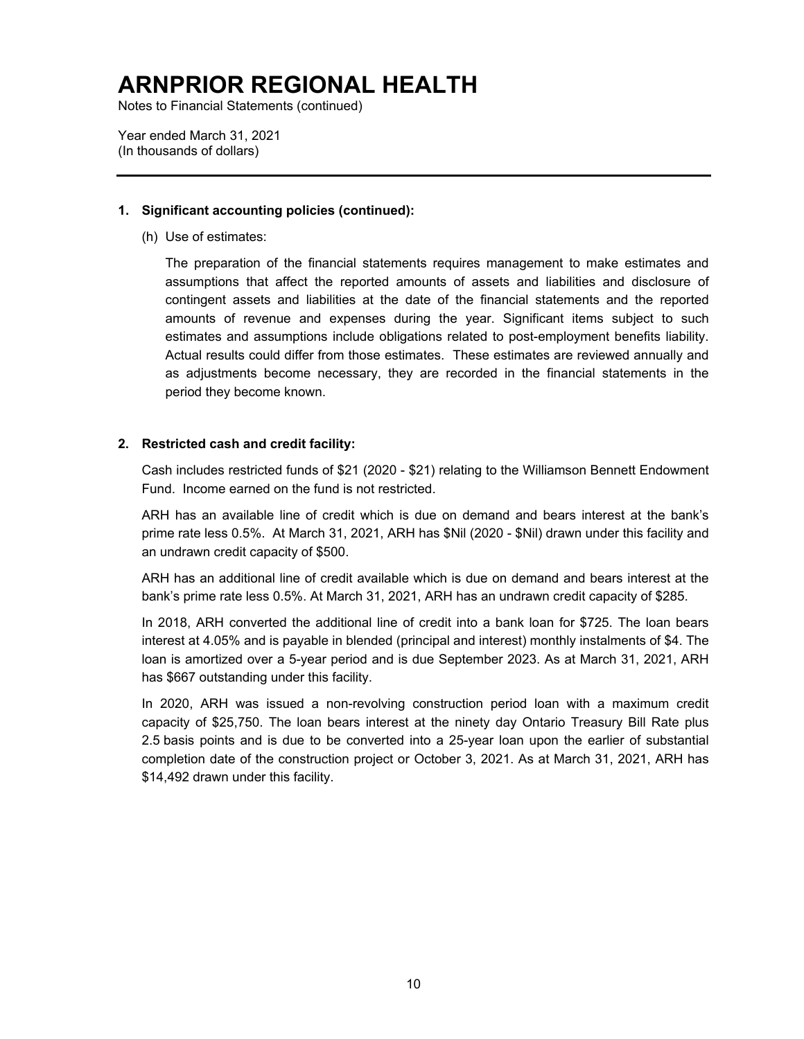# ARNPRIOR REGIONAL HEALTH

Notes to Financial Statements (continued)

Year ended March 31, 2021
(In thousands of dollars)

**1. Significant accounting policies (continued):**

(h) Use of estimates:

The preparation of the financial statements requires management to make estimates and assumptions that affect the reported amounts of assets and liabilities and disclosure of contingent assets and liabilities at the date of the financial statements and the reported amounts of revenue and expenses during the year. Significant items subject to such estimates and assumptions include obligations related to post-employment benefits liability. Actual results could differ from those estimates. These estimates are reviewed annually and as adjustments become necessary, they are recorded in the financial statements in the period they become known.

**2. Restricted cash and credit facility:**

Cash includes restricted funds of $21 (2020 - $21) relating to the Williamson Bennett Endowment Fund. Income earned on the fund is not restricted.

ARH has an available line of credit which is due on demand and bears interest at the bank's prime rate less 0.5%. At March 31, 2021, ARH has $Nil (2020 - $Nil) drawn under this facility and an undrawn credit capacity of $500.

ARH has an additional line of credit available which is due on demand and bears interest at the bank's prime rate less 0.5%. At March 31, 2021, ARH has an undrawn credit capacity of $285.

In 2018, ARH converted the additional line of credit into a bank loan for $725. The loan bears interest at 4.05% and is payable in blended (principal and interest) monthly instalments of $4. The loan is amortized over a 5-year period and is due September 2023. As at March 31, 2021, ARH has $667 outstanding under this facility.

In 2020, ARH was issued a non-revolving construction period loan with a maximum credit capacity of $25,750. The loan bears interest at the ninety day Ontario Treasury Bill Rate plus 2.5 basis points and is due to be converted into a 25-year loan upon the earlier of substantial completion date of the construction project or October 3, 2021. As at March 31, 2021, ARH has $14,492 drawn under this facility.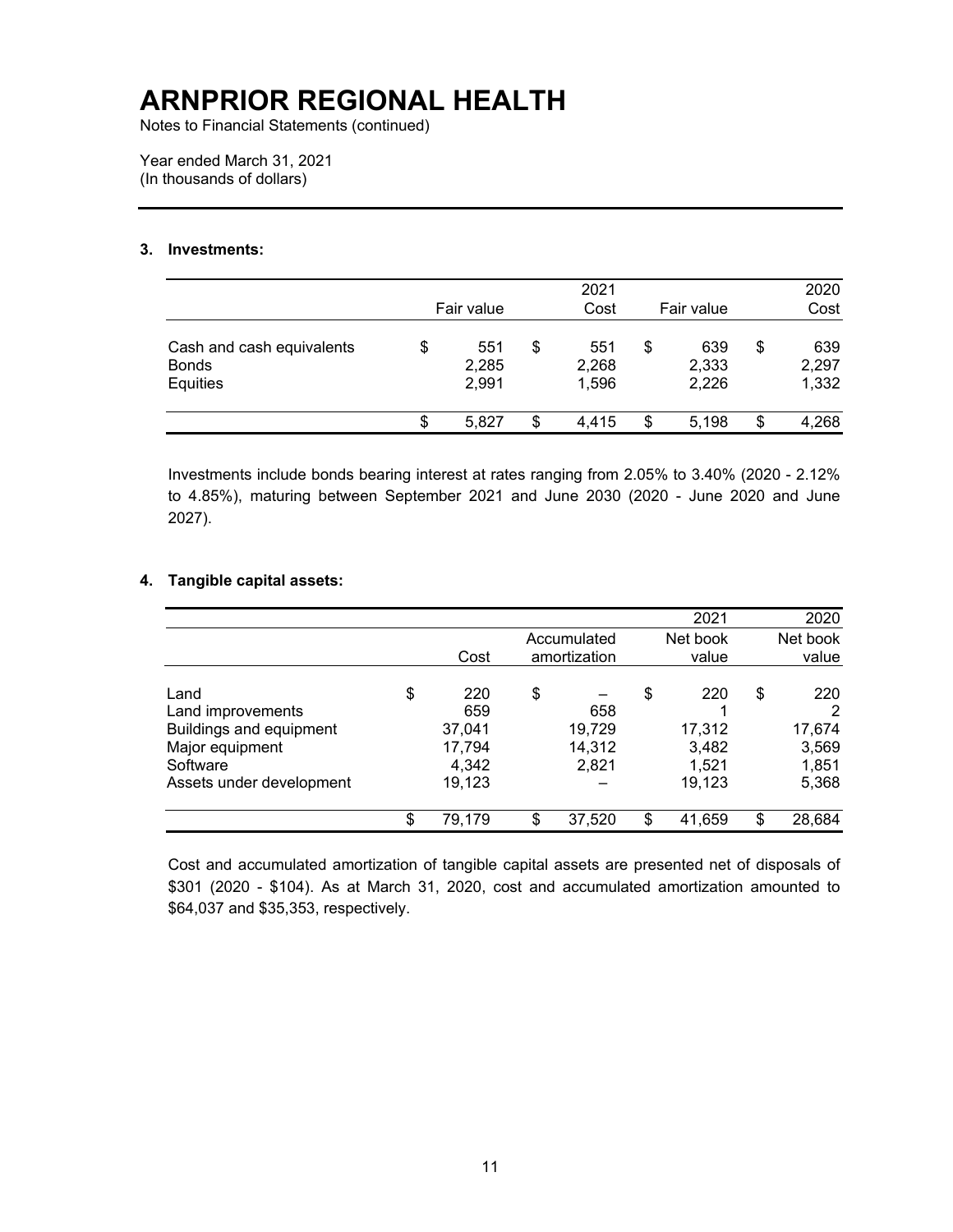# ARNPRIOR REGIONAL HEALTH

Notes to Financial Statements (continued)

Year ended March 31, 2021
(In thousands of dollars)

## 3. Investments:

| | | 2021 | | 2020 |
|---|---|---|---|---|
| | Fair value | Cost | Fair value | Cost |
| Cash and cash equivalents | $ 551 | $ 551 | $ 639 | $ 639 |
| Bonds | 2,285 | 2,268 | 2,333 | 2,297 |
| Equities | 2,991 | 1,596 | 2,226 | 1,332 |
| | $ 5,827 | $ 4,415 | $ 5,198 | $ 4,268 |

Investments include bonds bearing interest at rates ranging from 2.05% to 3.40% (2020 - 2.12% to 4.85%), maturing between September 2021 and June 2030 (2020 - June 2020 and June 2027).

## 4. Tangible capital assets:

| | | | 2021 | 2020 |
|---|---|---|---|---|
| | Cost | Accumulated amortization | Net book value | Net book value |
| Land | $ 220 | $ – | $ 220 | $ 220 |
| Land improvements | 659 | 658 | 1 | 2 |
| Buildings and equipment | 37,041 | 19,729 | 17,312 | 17,674 |
| Major equipment | 17,794 | 14,312 | 3,482 | 3,569 |
| Software | 4,342 | 2,821 | 1,521 | 1,851 |
| Assets under development | 19,123 | – | 19,123 | 5,368 |
| | $ 79,179 | $ 37,520 | $ 41,659 | $ 28,684 |

Cost and accumulated amortization of tangible capital assets are presented net of disposals of $301 (2020 - $104). As at March 31, 2020, cost and accumulated amortization amounted to $64,037 and $35,353, respectively.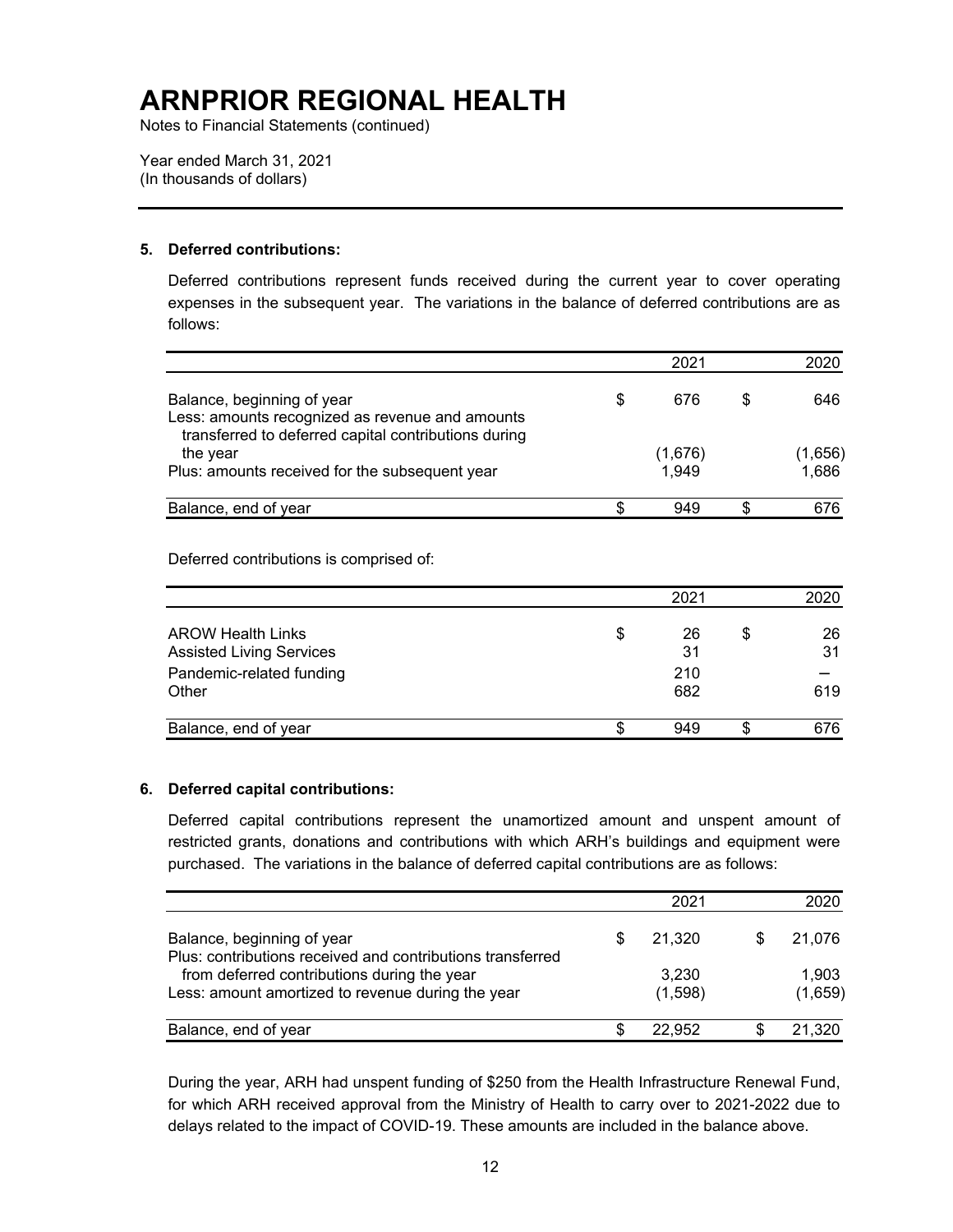# ARNPRIOR REGIONAL HEALTH

Notes to Financial Statements (continued)

Year ended March 31, 2021
(In thousands of dollars)

**5. Deferred contributions:**

Deferred contributions represent funds received during the current year to cover operating expenses in the subsequent year. The variations in the balance of deferred contributions are as follows:

| | 2021 | 2020 |
|---|---|---|
| Balance, beginning of year | $ 676 | $ 646 |
| Less: amounts recognized as revenue and amounts transferred to deferred capital contributions during the year | (1,676) | (1,656) |
| Plus: amounts received for the subsequent year | 1,949 | 1,686 |
| Balance, end of year | $ 949 | $ 676 |

Deferred contributions is comprised of:

| | 2021 | 2020 |
|---|---|---|
| AROW Health Links | $ 26 | $ 26 |
| Assisted Living Services | 31 | 31 |
| Pandemic-related funding | 210 | – |
| Other | 682 | 619 |
| Balance, end of year | $ 949 | $ 676 |

**6. Deferred capital contributions:**

Deferred capital contributions represent the unamortized amount and unspent amount of restricted grants, donations and contributions with which ARH's buildings and equipment were purchased. The variations in the balance of deferred capital contributions are as follows:

| | 2021 | 2020 |
|---|---|---|
| Balance, beginning of year | $ 21,320 | $ 21,076 |
| Plus: contributions received and contributions transferred from deferred contributions during the year | 3,230 | 1,903 |
| Less: amount amortized to revenue during the year | (1,598) | (1,659) |
| Balance, end of year | $ 22,952 | $ 21,320 |

During the year, ARH had unspent funding of $250 from the Health Infrastructure Renewal Fund, for which ARH received approval from the Ministry of Health to carry over to 2021-2022 due to delays related to the impact of COVID-19. These amounts are included in the balance above.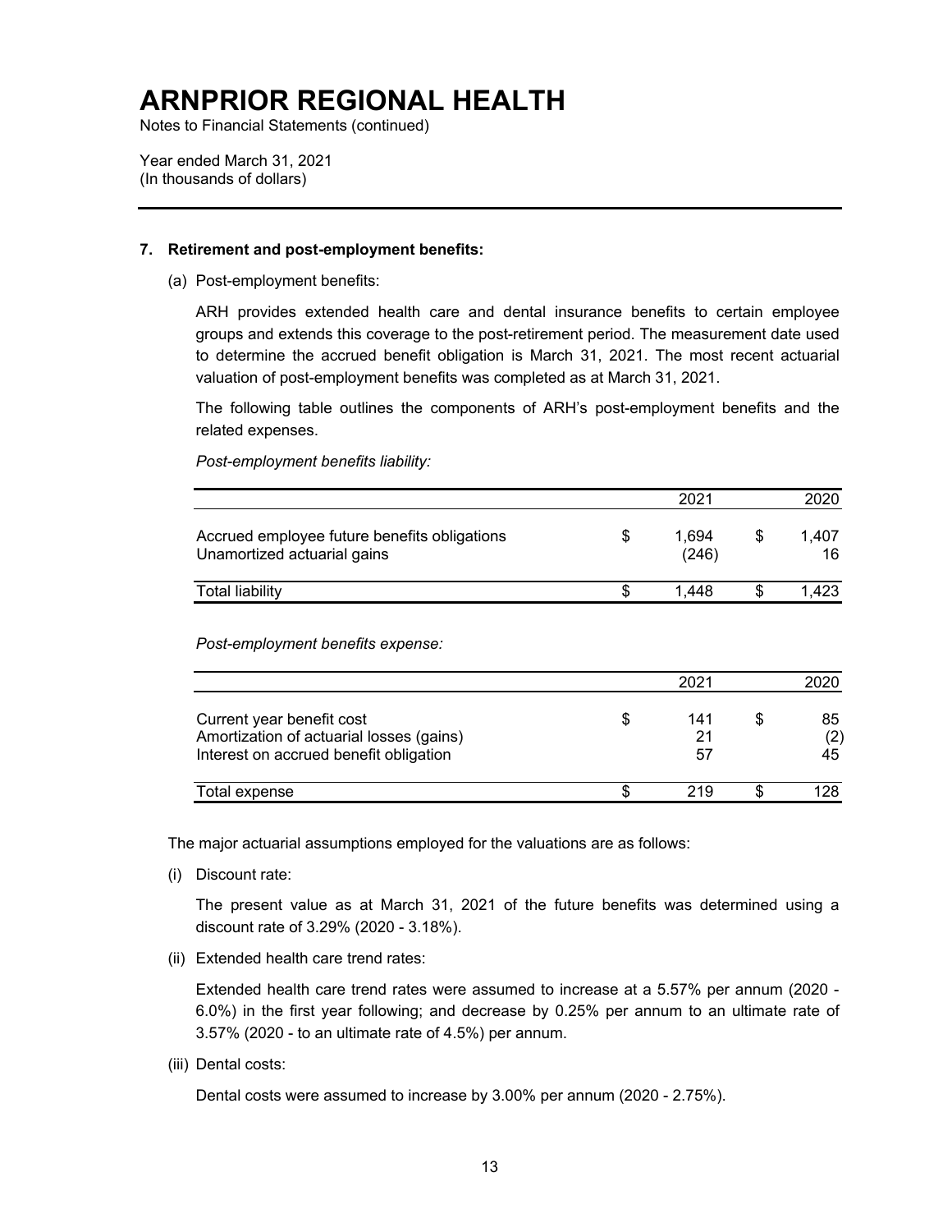# ARNPRIOR REGIONAL HEALTH

Notes to Financial Statements (continued)

Year ended March 31, 2021
(In thousands of dollars)

---

**7. Retirement and post-employment benefits:**

(a) Post-employment benefits:

ARH provides extended health care and dental insurance benefits to certain employee groups and extends this coverage to the post-retirement period. The measurement date used to determine the accrued benefit obligation is March 31, 2021. The most recent actuarial valuation of post-employment benefits was completed as at March 31, 2021.

The following table outlines the components of ARH's post-employment benefits and the related expenses.

*Post-employment benefits liability:*

| | 2021 | 2020 |
|---|---|---|
| Accrued employee future benefits obligations | $ 1,694 | $ 1,407 |
| Unamortized actuarial gains | (246) | 16 |
| Total liability | $ 1,448 | $ 1,423 |

*Post-employment benefits expense:*

| | 2021 | 2020 |
|---|---|---|
| Current year benefit cost | $ 141 | $ 85 |
| Amortization of actuarial losses (gains) | 21 | (2) |
| Interest on accrued benefit obligation | 57 | 45 |
| Total expense | $ 219 | $ 128 |

The major actuarial assumptions employed for the valuations are as follows:

(i) Discount rate:

The present value as at March 31, 2021 of the future benefits was determined using a discount rate of 3.29% (2020 - 3.18%).

(ii) Extended health care trend rates:

Extended health care trend rates were assumed to increase at a 5.57% per annum (2020 - 6.0%) in the first year following; and decrease by 0.25% per annum to an ultimate rate of 3.57% (2020 - to an ultimate rate of 4.5%) per annum.

(iii) Dental costs:

Dental costs were assumed to increase by 3.00% per annum (2020 - 2.75%).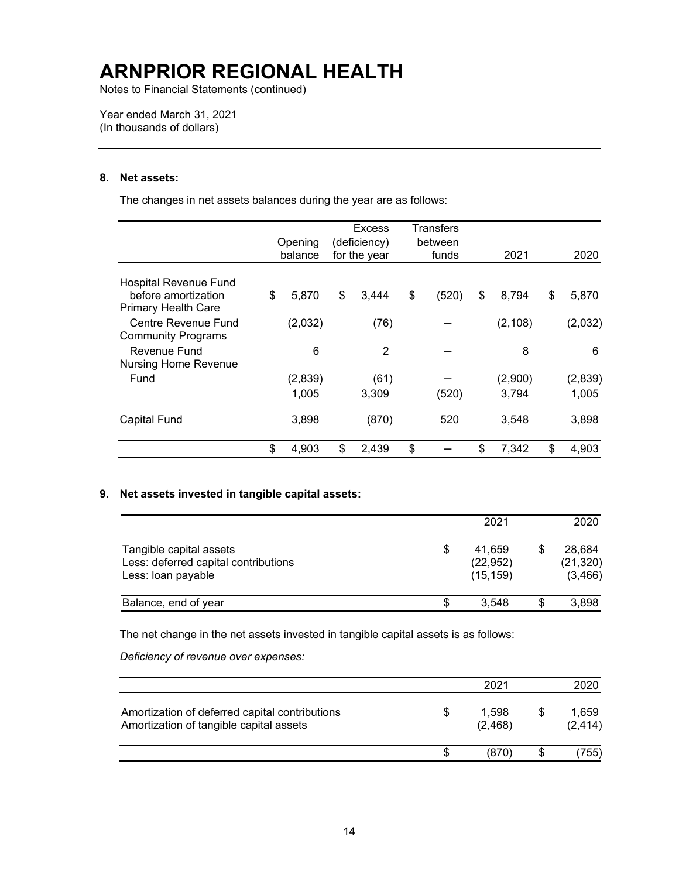# ARNPRIOR REGIONAL HEALTH

Notes to Financial Statements (continued)

Year ended March 31, 2021
(In thousands of dollars)

## 8. Net assets:

The changes in net assets balances during the year are as follows:

| | Opening balance | Excess (deficiency) for the year | Transfers between funds | 2021 | 2020 |
|---|---|---|---|---|---|
| Hospital Revenue Fund before amortization | $ 5,870 | $ 3,444 | $ (520) | $ 8,794 | $ 5,870 |
| Primary Health Care Centre Revenue Fund | (2,032) | (76) | – | (2,108) | (2,032) |
| Community Programs Revenue Fund | 6 | 2 | – | 8 | 6 |
| Nursing Home Revenue Fund | (2,839) | (61) | – | (2,900) | (2,839) |
| | 1,005 | 3,309 | (520) | 3,794 | 1,005 |
| Capital Fund | 3,898 | (870) | 520 | 3,548 | 3,898 |
| | $ 4,903 | $ 2,439 | $ – | $ 7,342 | $ 4,903 |

## 9. Net assets invested in tangible capital assets:

| | 2021 | 2020 |
|---|---|---|
| Tangible capital assets | $ 41,659 | $ 28,684 |
| Less: deferred capital contributions | (22,952) | (21,320) |
| Less: loan payable | (15,159) | (3,466) |
| Balance, end of year | $ 3,548 | $ 3,898 |

The net change in the net assets invested in tangible capital assets is as follows:

*Deficiency of revenue over expenses:*

| | 2021 | 2020 |
|---|---|---|
| Amortization of deferred capital contributions | $ 1,598 | $ 1,659 |
| Amortization of tangible capital assets | (2,468) | (2,414) |
| | $ (870) | $ (755) |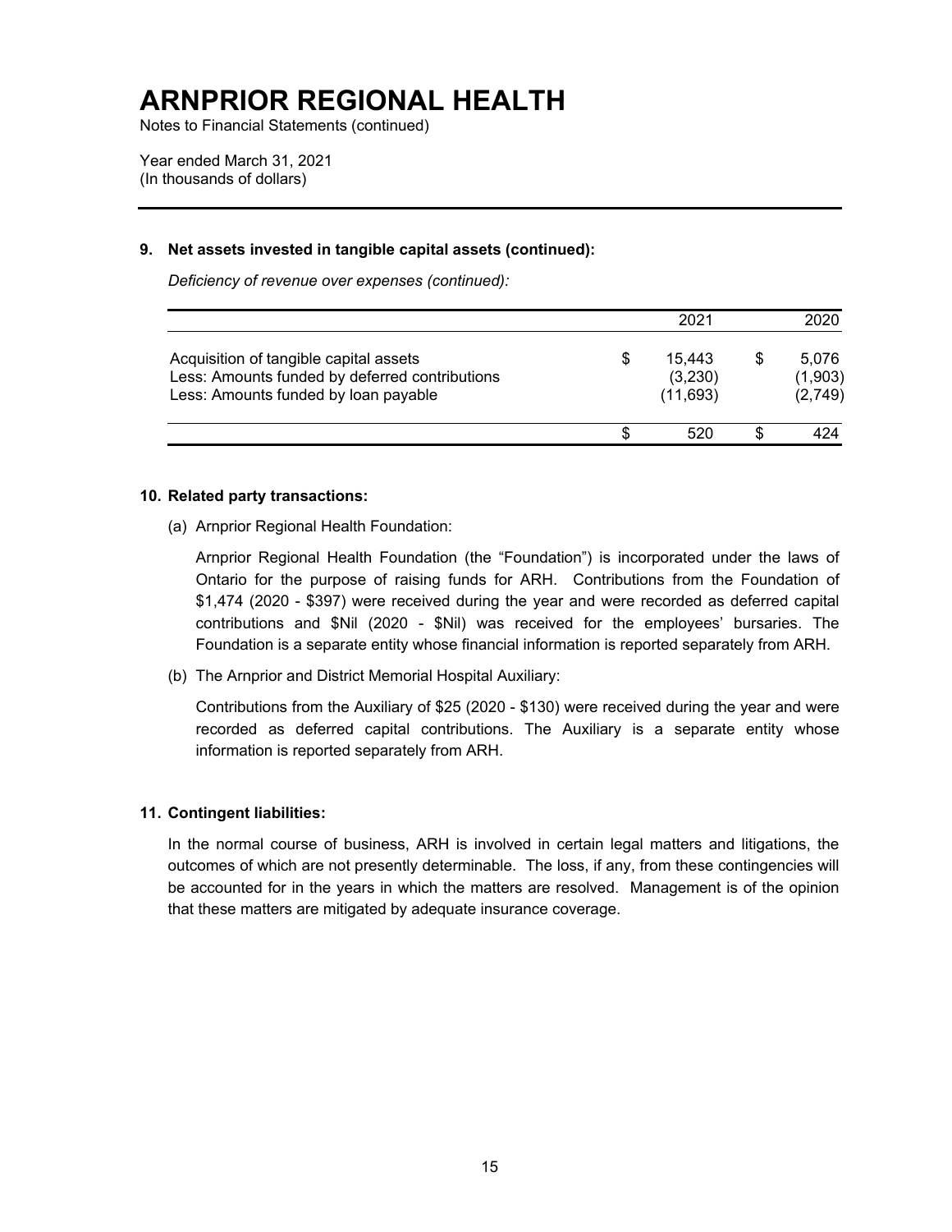# ARNPRIOR REGIONAL HEALTH

Notes to Financial Statements (continued)

Year ended March 31, 2021
(In thousands of dollars)

## 9. Net assets invested in tangible capital assets (continued):

*Deficiency of revenue over expenses (continued):*

| | 2021 | 2020 |
|---|---|---|
| Acquisition of tangible capital assets | $ 15,443 | $ 5,076 |
| Less: Amounts funded by deferred contributions | (3,230) | (1,903) |
| Less: Amounts funded by loan payable | (11,693) | (2,749) |
| | $ 520 | $ 424 |

## 10. Related party transactions:

(a) Arnprior Regional Health Foundation:

Arnprior Regional Health Foundation (the "Foundation") is incorporated under the laws of Ontario for the purpose of raising funds for ARH. Contributions from the Foundation of $1,474 (2020 - $397) were received during the year and were recorded as deferred capital contributions and $Nil (2020 - $Nil) was received for the employees' bursaries. The Foundation is a separate entity whose financial information is reported separately from ARH.

(b) The Arnprior and District Memorial Hospital Auxiliary:

Contributions from the Auxiliary of $25 (2020 - $130) were received during the year and were recorded as deferred capital contributions. The Auxiliary is a separate entity whose information is reported separately from ARH.

## 11. Contingent liabilities:

In the normal course of business, ARH is involved in certain legal matters and litigations, the outcomes of which are not presently determinable. The loss, if any, from these contingencies will be accounted for in the years in which the matters are resolved. Management is of the opinion that these matters are mitigated by adequate insurance coverage.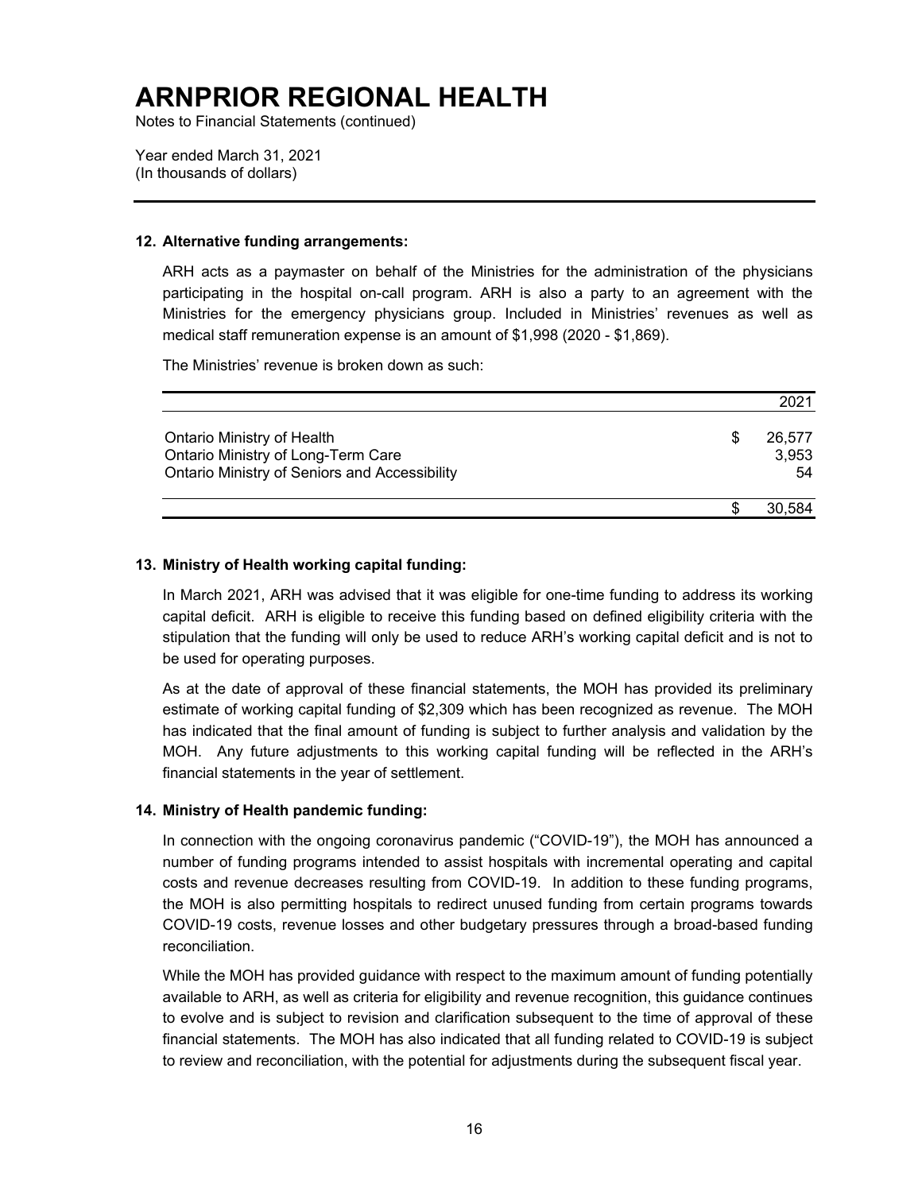# ARNPRIOR REGIONAL HEALTH

Notes to Financial Statements (continued)

Year ended March 31, 2021
(In thousands of dollars)

**12. Alternative funding arrangements:**

ARH acts as a paymaster on behalf of the Ministries for the administration of the physicians participating in the hospital on-call program. ARH is also a party to an agreement with the Ministries for the emergency physicians group. Included in Ministries' revenues as well as medical staff remuneration expense is an amount of $1,998 (2020 - $1,869).

The Ministries' revenue is broken down as such:

| | | 2021 |
|---|---|---|
| Ontario Ministry of Health | $ | 26,577 |
| Ontario Ministry of Long-Term Care | | 3,953 |
| Ontario Ministry of Seniors and Accessibility | | 54 |
| | $ | 30,584 |

**13. Ministry of Health working capital funding:**

In March 2021, ARH was advised that it was eligible for one-time funding to address its working capital deficit. ARH is eligible to receive this funding based on defined eligibility criteria with the stipulation that the funding will only be used to reduce ARH's working capital deficit and is not to be used for operating purposes.

As at the date of approval of these financial statements, the MOH has provided its preliminary estimate of working capital funding of $2,309 which has been recognized as revenue. The MOH has indicated that the final amount of funding is subject to further analysis and validation by the MOH. Any future adjustments to this working capital funding will be reflected in the ARH's financial statements in the year of settlement.

**14. Ministry of Health pandemic funding:**

In connection with the ongoing coronavirus pandemic ("COVID-19"), the MOH has announced a number of funding programs intended to assist hospitals with incremental operating and capital costs and revenue decreases resulting from COVID-19. In addition to these funding programs, the MOH is also permitting hospitals to redirect unused funding from certain programs towards COVID-19 costs, revenue losses and other budgetary pressures through a broad-based funding reconciliation.

While the MOH has provided guidance with respect to the maximum amount of funding potentially available to ARH, as well as criteria for eligibility and revenue recognition, this guidance continues to evolve and is subject to revision and clarification subsequent to the time of approval of these financial statements. The MOH has also indicated that all funding related to COVID-19 is subject to review and reconciliation, with the potential for adjustments during the subsequent fiscal year.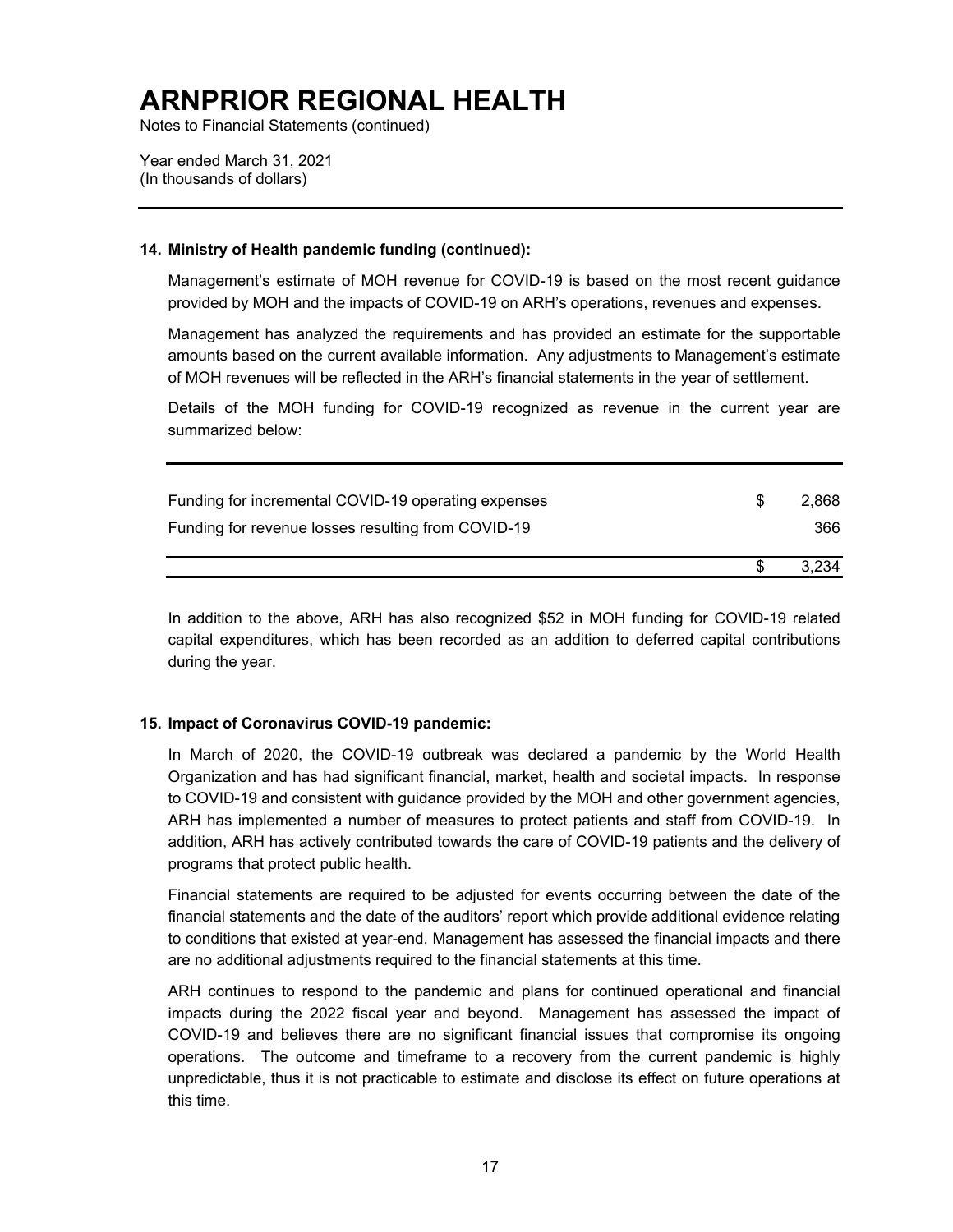# ARNPRIOR REGIONAL HEALTH

Notes to Financial Statements (continued)

Year ended March 31, 2021
(In thousands of dollars)

### 14. Ministry of Health pandemic funding (continued):

Management's estimate of MOH revenue for COVID-19 is based on the most recent guidance provided by MOH and the impacts of COVID-19 on ARH's operations, revenues and expenses.

Management has analyzed the requirements and has provided an estimate for the supportable amounts based on the current available information. Any adjustments to Management's estimate of MOH revenues will be reflected in the ARH's financial statements in the year of settlement.

Details of the MOH funding for COVID-19 recognized as revenue in the current year are summarized below:

| | | |
|---|---|---|
| Funding for incremental COVID-19 operating expenses | $ | 2,868 |
| Funding for revenue losses resulting from COVID-19 | | 366 |
| | $ | 3,234 |

In addition to the above, ARH has also recognized $52 in MOH funding for COVID-19 related capital expenditures, which has been recorded as an addition to deferred capital contributions during the year.

### 15. Impact of Coronavirus COVID-19 pandemic:

In March of 2020, the COVID-19 outbreak was declared a pandemic by the World Health Organization and has had significant financial, market, health and societal impacts. In response to COVID-19 and consistent with guidance provided by the MOH and other government agencies, ARH has implemented a number of measures to protect patients and staff from COVID-19. In addition, ARH has actively contributed towards the care of COVID-19 patients and the delivery of programs that protect public health.

Financial statements are required to be adjusted for events occurring between the date of the financial statements and the date of the auditors' report which provide additional evidence relating to conditions that existed at year-end. Management has assessed the financial impacts and there are no additional adjustments required to the financial statements at this time.

ARH continues to respond to the pandemic and plans for continued operational and financial impacts during the 2022 fiscal year and beyond. Management has assessed the impact of COVID-19 and believes there are no significant financial issues that compromise its ongoing operations. The outcome and timeframe to a recovery from the current pandemic is highly unpredictable, thus it is not practicable to estimate and disclose its effect on future operations at this time.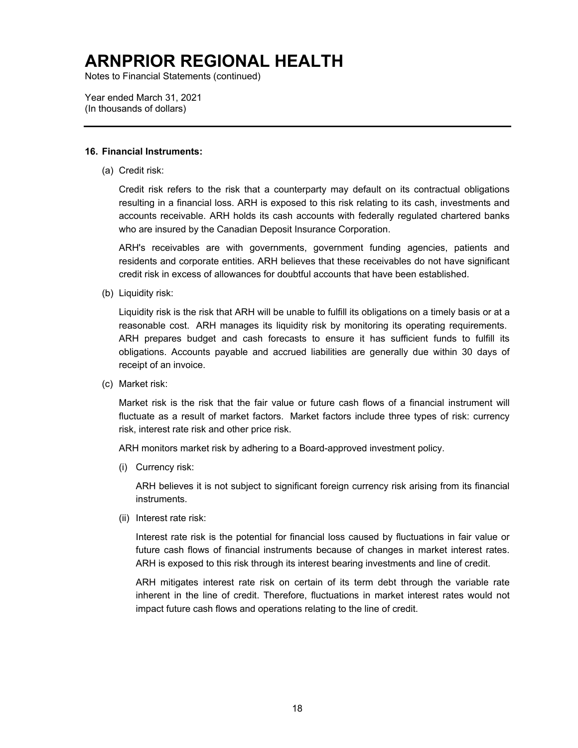# ARNPRIOR REGIONAL HEALTH

Notes to Financial Statements (continued)

Year ended March 31, 2021
(In thousands of dollars)

---

**16. Financial Instruments:**

(a) Credit risk:

Credit risk refers to the risk that a counterparty may default on its contractual obligations resulting in a financial loss. ARH is exposed to this risk relating to its cash, investments and accounts receivable. ARH holds its cash accounts with federally regulated chartered banks who are insured by the Canadian Deposit Insurance Corporation.

ARH's receivables are with governments, government funding agencies, patients and residents and corporate entities. ARH believes that these receivables do not have significant credit risk in excess of allowances for doubtful accounts that have been established.

(b) Liquidity risk:

Liquidity risk is the risk that ARH will be unable to fulfill its obligations on a timely basis or at a reasonable cost. ARH manages its liquidity risk by monitoring its operating requirements. ARH prepares budget and cash forecasts to ensure it has sufficient funds to fulfill its obligations. Accounts payable and accrued liabilities are generally due within 30 days of receipt of an invoice.

(c) Market risk:

Market risk is the risk that the fair value or future cash flows of a financial instrument will fluctuate as a result of market factors. Market factors include three types of risk: currency risk, interest rate risk and other price risk.

ARH monitors market risk by adhering to a Board-approved investment policy.

(i) Currency risk:

ARH believes it is not subject to significant foreign currency risk arising from its financial instruments.

(ii) Interest rate risk:

Interest rate risk is the potential for financial loss caused by fluctuations in fair value or future cash flows of financial instruments because of changes in market interest rates. ARH is exposed to this risk through its interest bearing investments and line of credit.

ARH mitigates interest rate risk on certain of its term debt through the variable rate inherent in the line of credit. Therefore, fluctuations in market interest rates would not impact future cash flows and operations relating to the line of credit.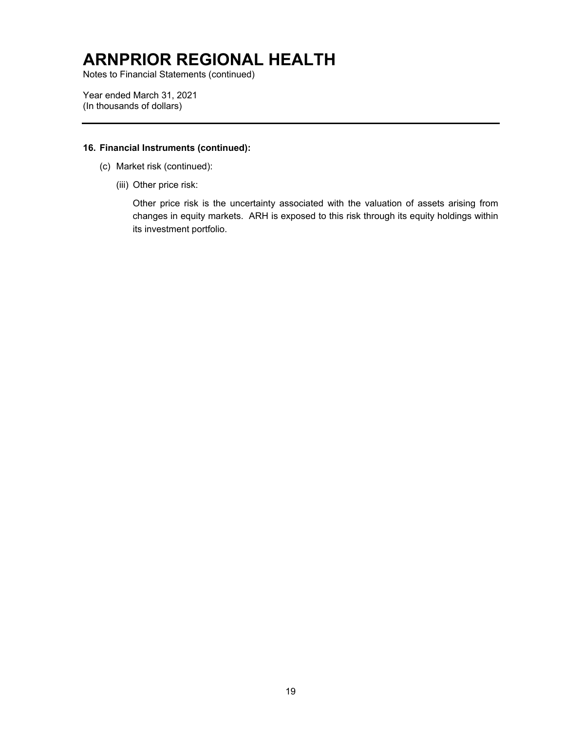# ARNPRIOR REGIONAL HEALTH

Notes to Financial Statements (continued)

Year ended March 31, 2021
(In thousands of dollars)

---

**16. Financial Instruments (continued):**

(c) Market risk (continued):

(iii) Other price risk:

Other price risk is the uncertainty associated with the valuation of assets arising from changes in equity markets. ARH is exposed to this risk through its equity holdings within its investment portfolio.